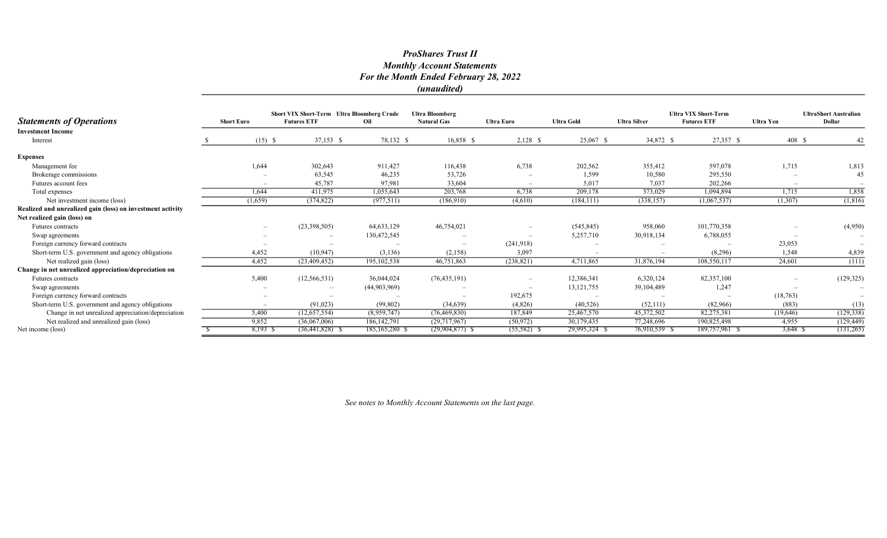# *ProShares Trust II*
## *Monthly Account Statements*
## *For the Month Ended February 28, 2022*
## *(unaudited)*

| ***Statements of Operations*** | Short Euro | Short VIX Short-Term Futures ETF | Ultra Bloomberg Crude Oil | Ultra Bloomberg Natural Gas | Ultra Euro | Ultra Gold | Ultra Silver | Ultra VIX Short-Term Futures ETF | Ultra Yen | UltraShort Australian Dollar |
|---|---|---|---|---|---|---|---|---|---|---|
| **Investment Income** | | | | | | | | | | |
| Interest | $ (15) | $ 37,153 | $ 78,132 | $ 16,858 | $ 2,128 | $ 25,067 | $ 34,872 | $ 27,357 | $ 408 | $ 42 |
| **Expenses** | | | | | | | | | | |
| Management fee | 1,644 | 302,643 | 911,427 | 116,438 | 6,738 | 202,562 | 355,412 | 597,078 | 1,715 | 1,813 |
| Brokerage commissions | – | 63,545 | 46,235 | 53,726 | – | 1,599 | 10,580 | 295,550 | – | 45 |
| Futures account fees | – | 45,787 | 97,981 | 33,604 | – | 5,017 | 7,037 | 202,266 | – | – |
| Total expenses | 1,644 | 411,975 | 1,055,643 | 203,768 | 6,738 | 209,178 | 373,029 | 1,094,894 | 1,715 | 1,858 |
| Net investment income (loss) | (1,659) | (374,822) | (977,511) | (186,910) | (4,610) | (184,111) | (338,157) | (1,067,537) | (1,307) | (1,816) |
| **Realized and unrealized gain (loss) on investment activity** | | | | | | | | | | |
| **Net realized gain (loss) on** | | | | | | | | | | |
| Futures contracts | – | (23,398,505) | 64,633,129 | 46,754,021 | – | (545,845) | 958,060 | 101,770,358 | – | (4,950) |
| Swap agreements | – | – | 130,472,545 | – | – | 5,257,710 | 30,918,134 | 6,788,055 | – | – |
| Foreign currency forward contracts | – | – | – | – | (241,918) | – | – | – | 23,053 | – |
| Short-term U.S. government and agency obligations | 4,452 | (10,947) | (3,136) | (2,158) | 3,097 | – | – | (8,296) | 1,548 | 4,839 |
| Net realized gain (loss) | 4,452 | (23,409,452) | 195,102,538 | 46,751,863 | (238,821) | 4,711,865 | 31,876,194 | 108,550,117 | 24,601 | (111) |
| **Change in net unrealized appreciation/depreciation on** | | | | | | | | | | |
| Futures contracts | 5,400 | (12,566,531) | 36,044,024 | (76,435,191) | – | 12,386,341 | 6,320,124 | 82,357,100 | – | (129,325) |
| Swap agreements | – | – | (44,903,969) | – | – | 13,121,755 | 39,104,489 | 1,247 | – | – |
| Foreign currency forward contracts | – | – | – | – | 192,675 | – | – | – | (18,763) | – |
| Short-term U.S. government and agency obligations | – | (91,023) | (99,802) | (34,639) | (4,826) | (40,526) | (52,111) | (82,966) | (883) | (13) |
| Change in net unrealized appreciation/depreciation | 5,400 | (12,657,554) | (8,959,747) | (76,469,830) | 187,849 | 25,467,570 | 45,372,502 | 82,275,381 | (19,646) | (129,338) |
| Net realized and unrealized gain (loss) | 9,852 | (36,067,006) | 186,142,791 | (29,717,967) | (50,972) | 30,179,435 | 77,248,696 | 190,825,498 | 4,955 | (129,449) |
| Net income (loss) | $ 8,193 | $ (36,441,828) | $ 185,165,280 | $ (29,904,877) | $ (55,582) | $ 29,995,324 | $ 76,910,539 | $ 189,757,961 | $ 3,648 | $ (131,265) |

*See notes to Monthly Account Statements on the last page.*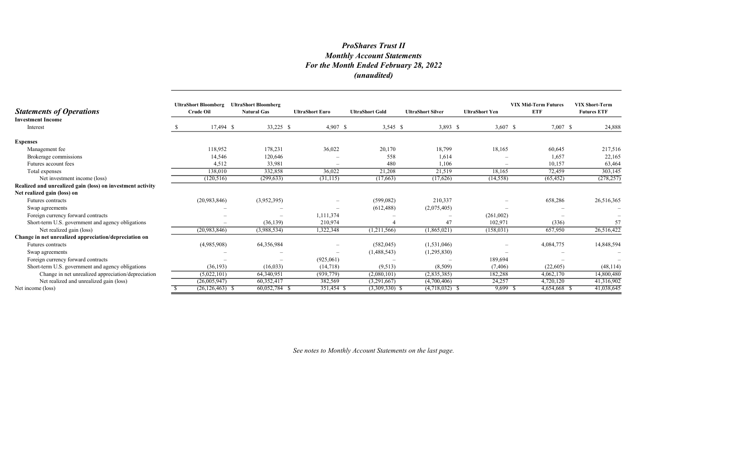# *ProShares Trust II*
## *Monthly Account Statements*
## *For the Month Ended February 28, 2022*
## *(unaudited)*

| *Statements of Operations* | UltraShort Bloomberg Crude Oil | UltraShort Bloomberg Natural Gas | UltraShort Euro | UltraShort Gold | UltraShort Silver | UltraShort Yen | VIX Mid-Term Futures ETF | VIX Short-Term Futures ETF |
|---|---|---|---|---|---|---|---|---|
| **Investment Income** | | | | | | | | |
| Interest | $ 17,494 | $ 33,225 | $ 4,907 | $ 3,545 | $ 3,893 | $ 3,607 | $ 7,007 | $ 24,888 |
| **Expenses** | | | | | | | | |
| Management fee | 118,952 | 178,231 | 36,022 | 20,170 | 18,799 | 18,165 | 60,645 | 217,516 |
| Brokerage commissions | 14,546 | 120,646 | – | 558 | 1,614 | – | 1,657 | 22,165 |
| Futures account fees | 4,512 | 33,981 | – | 480 | 1,106 | – | 10,157 | 63,464 |
| Total expenses | 138,010 | 332,858 | 36,022 | 21,208 | 21,519 | 18,165 | 72,459 | 303,145 |
| Net investment income (loss) | (120,516) | (299,633) | (31,115) | (17,663) | (17,626) | (14,558) | (65,452) | (278,257) |
| **Realized and unrealized gain (loss) on investment activity** | | | | | | | | |
| **Net realized gain (loss) on** | | | | | | | | |
| Futures contracts | (20,983,846) | (3,952,395) | – | (599,082) | 210,337 | – | 658,286 | 26,516,365 |
| Swap agreements | – | – | – | (612,488) | (2,075,405) | – | – | – |
| Foreign currency forward contracts | – | – | 1,111,374 | – | – | (261,002) | – | – |
| Short-term U.S. government and agency obligations | – | (36,139) | 210,974 | 4 | 47 | 102,971 | (336) | 57 |
| Net realized gain (loss) | (20,983,846) | (3,988,534) | 1,322,348 | (1,211,566) | (1,865,021) | (158,031) | 657,950 | 26,516,422 |
| **Change in net unrealized appreciation/depreciation on** | | | | | | | | |
| Futures contracts | (4,985,908) | 64,356,984 | – | (582,045) | (1,531,046) | – | 4,084,775 | 14,848,594 |
| Swap agreements | – | – | – | (1,488,543) | (1,295,830) | – | – | – |
| Foreign currency forward contracts | – | – | (925,061) | – | – | 189,694 | – | – |
| Short-term U.S. government and agency obligations | (36,193) | (16,033) | (14,718) | (9,513) | (8,509) | (7,406) | (22,605) | (48,114) |
| Change in net unrealized appreciation/depreciation | (5,022,101) | 64,340,951 | (939,779) | (2,080,101) | (2,835,385) | 182,288 | 4,062,170 | 14,800,480 |
| Net realized and unrealized gain (loss) | (26,005,947) | 60,352,417 | 382,569 | (3,291,667) | (4,700,406) | 24,257 | 4,720,120 | 41,316,902 |
| Net income (loss) | $ (26,126,463) | $ 60,052,784 | $ 351,454 | $ (3,309,330) | $ (4,718,032) | $ 9,699 | $ 4,654,668 | $ 41,038,645 |

*See notes to Monthly Account Statements on the last page.*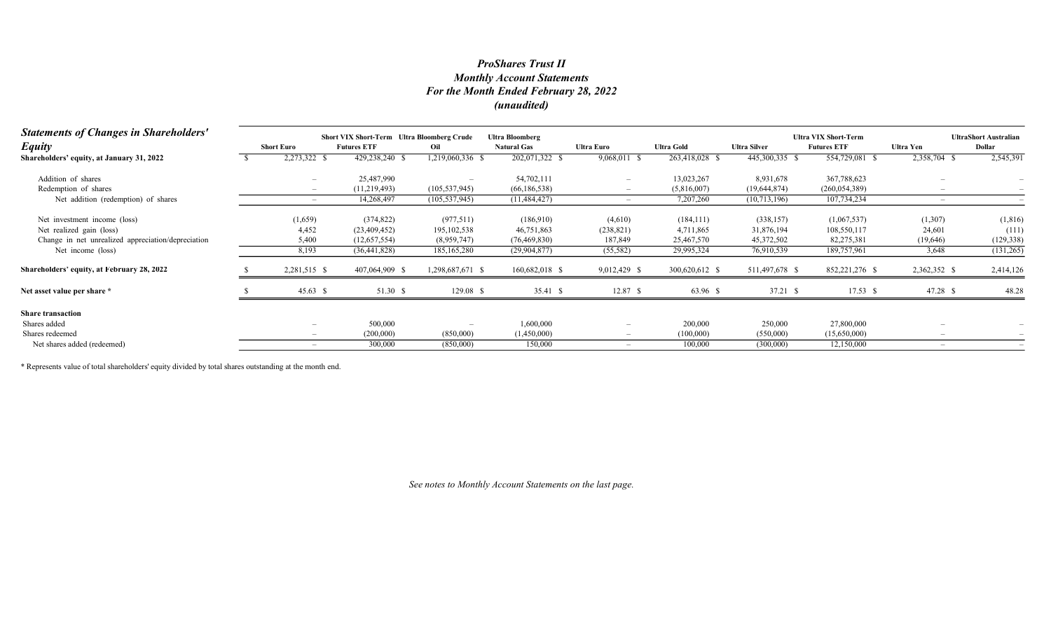# *ProShares Trust II*
## *Monthly Account Statements*
## *For the Month Ended February 28, 2022*
## *(unaudited)*

| ***Statements of Changes in Shareholders' Equity*** | Short Euro | Short VIX Short-Term Futures ETF | Ultra Bloomberg Crude Oil | Ultra Bloomberg Natural Gas | Ultra Euro | Ultra Gold | Ultra Silver | Ultra VIX Short-Term Futures ETF | Ultra Yen | UltraShort Australian Dollar |
|---|---|---|---|---|---|---|---|---|---|---|
| **Shareholders' equity, at January 31, 2022** | $ 2,273,322 | $ 429,238,240 | $ 1,219,060,336 | $ 202,071,322 | $ 9,068,011 | $ 263,418,028 | $ 445,300,335 | $ 554,729,081 | $ 2,358,704 | $ 2,545,391 |
| Addition of shares | – | 25,487,990 | – | 54,702,111 | – | 13,023,267 | 8,931,678 | 367,788,623 | – | – |
| Redemption of shares | – | (11,219,493) | (105,537,945) | (66,186,538) | – | (5,816,007) | (19,644,874) | (260,054,389) | – | – |
| Net addition (redemption) of shares | – | 14,268,497 | (105,537,945) | (11,484,427) | – | 7,207,260 | (10,713,196) | 107,734,234 | – | – |
| Net investment income (loss) | (1,659) | (374,822) | (977,511) | (186,910) | (4,610) | (184,111) | (338,157) | (1,067,537) | (1,307) | (1,816) |
| Net realized gain (loss) | 4,452 | (23,409,452) | 195,102,538 | 46,751,863 | (238,821) | 4,711,865 | 31,876,194 | 108,550,117 | 24,601 | (111) |
| Change in net unrealized appreciation/depreciation | 5,400 | (12,657,554) | (8,959,747) | (76,469,830) | 187,849 | 25,467,570 | 45,372,502 | 82,275,381 | (19,646) | (129,338) |
| Net income (loss) | 8,193 | (36,441,828) | 185,165,280 | (29,904,877) | (55,582) | 29,995,324 | 76,910,539 | 189,757,961 | 3,648 | (131,265) |
| **Shareholders' equity, at February 28, 2022** | $ 2,281,515 | $ 407,064,909 | $ 1,298,687,671 | $ 160,682,018 | $ 9,012,429 | $ 300,620,612 | $ 511,497,678 | $ 852,221,276 | $ 2,362,352 | $ 2,414,126 |
| **Net asset value per share \*** | $ 45.63 | $ 51.30 | $ 129.08 | $ 35.41 | $ 12.87 | $ 63.96 | $ 37.21 | $ 17.53 | $ 47.28 | $ 48.28 |
| **Share transaction** | | | | | | | | | | |
| Shares added | – | 500,000 | – | 1,600,000 | – | 200,000 | 250,000 | 27,800,000 | – | – |
| Shares redeemed | – | (200,000) | (850,000) | (1,450,000) | – | (100,000) | (550,000) | (15,650,000) | – | – |
| Net shares added (redeemed) | – | 300,000 | (850,000) | 150,000 | – | 100,000 | (300,000) | 12,150,000 | – | – |

\* Represents value of total shareholders' equity divided by total shares outstanding at the month end.

*See notes to Monthly Account Statements on the last page.*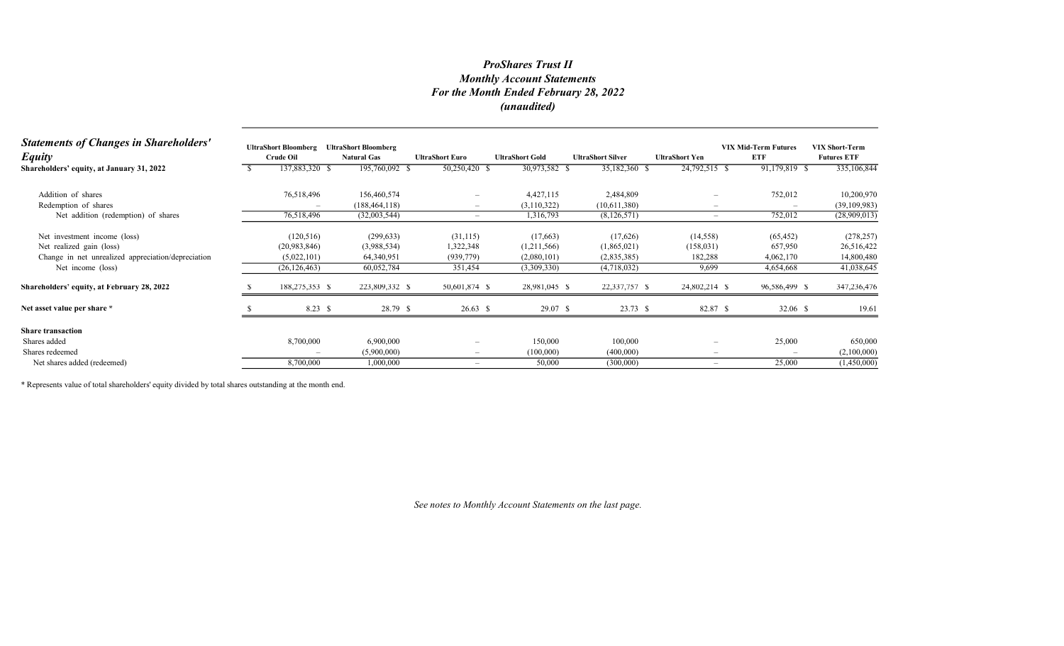# *ProShares Trust II*
## *Monthly Account Statements*
## *For the Month Ended February 28, 2022*
## *(unaudited)*

| ***Statements of Changes in Shareholders' Equity*** | **UltraShort Bloomberg Crude Oil** | **UltraShort Bloomberg Natural Gas** | **UltraShort Euro** | **UltraShort Gold** | **UltraShort Silver** | **UltraShort Yen** | **VIX Mid-Term Futures ETF** | **VIX Short-Term Futures ETF** |
|---|---|---|---|---|---|---|---|---|
| **Shareholders' equity, at January 31, 2022** | $ 137,883,320 | $ 195,760,092 | $ 50,250,420 | $ 30,973,582 | $ 35,182,360 | $ 24,792,515 | $ 91,179,819 | $ 335,106,844 |
| Addition of shares | 76,518,496 | 156,460,574 | – | 4,427,115 | 2,484,809 | – | 752,012 | 10,200,970 |
| Redemption of shares | – | (188,464,118) | – | (3,110,322) | (10,611,380) | – | – | (39,109,983) |
| Net addition (redemption) of shares | 76,518,496 | (32,003,544) | – | 1,316,793 | (8,126,571) | – | 752,012 | (28,909,013) |
| Net investment income (loss) | (120,516) | (299,633) | (31,115) | (17,663) | (17,626) | (14,558) | (65,452) | (278,257) |
| Net realized gain (loss) | (20,983,846) | (3,988,534) | 1,322,348 | (1,211,566) | (1,865,021) | (158,031) | 657,950 | 26,516,422 |
| Change in net unrealized appreciation/depreciation | (5,022,101) | 64,340,951 | (939,779) | (2,080,101) | (2,835,385) | 182,288 | 4,062,170 | 14,800,480 |
| Net income (loss) | (26,126,463) | 60,052,784 | 351,454 | (3,309,330) | (4,718,032) | 9,699 | 4,654,668 | 41,038,645 |
| **Shareholders' equity, at February 28, 2022** | $ 188,275,353 | $ 223,809,332 | $ 50,601,874 | $ 28,981,045 | $ 22,337,757 | $ 24,802,214 | $ 96,586,499 | $ 347,236,476 |
| **Net asset value per share \*** | $ 8.23 | $ 28.79 | $ 26.63 | $ 29.07 | $ 23.73 | $ 82.87 | $ 32.06 | $ 19.61 |
| **Share transaction** | | | | | | | | |
| Shares added | 8,700,000 | 6,900,000 | – | 150,000 | 100,000 | – | 25,000 | 650,000 |
| Shares redeemed | – | (5,900,000) | – | (100,000) | (400,000) | – | – | (2,100,000) |
| Net shares added (redeemed) | 8,700,000 | 1,000,000 | – | 50,000 | (300,000) | – | 25,000 | (1,450,000) |

\* Represents value of total shareholders' equity divided by total shares outstanding at the month end.

*See notes to Monthly Account Statements on the last page.*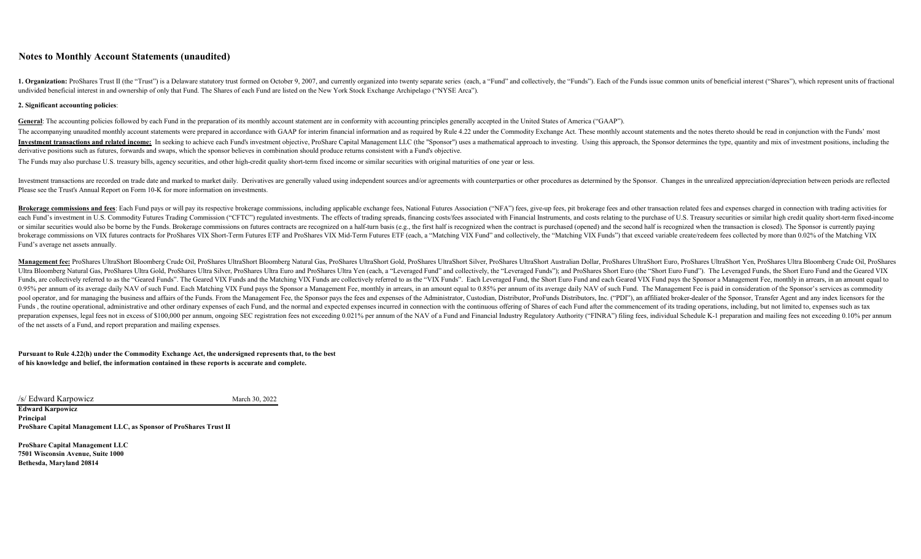## Notes to Monthly Account Statements (unaudited)

**1. Organization:** ProShares Trust II (the "Trust") is a Delaware statutory trust formed on October 9, 2007, and currently organized into twenty separate series (each, a "Fund" and collectively, the "Funds"). Each of the Funds issue common units of beneficial interest ("Shares"), which represent units of fractional undivided beneficial interest in and ownership of only that Fund. The Shares of each Fund are listed on the New York Stock Exchange Archipelago ("NYSE Arca").

**2. Significant accounting policies**:

**General**: The accounting policies followed by each Fund in the preparation of its monthly account statement are in conformity with accounting principles generally accepted in the United States of America ("GAAP").

The accompanying unaudited monthly account statements were prepared in accordance with GAAP for interim financial information and as required by Rule 4.22 under the Commodity Exchange Act. These monthly account statements and the notes thereto should be read in conjunction with the Funds' most

**Investment transactions and related income:** In seeking to achieve each Fund's investment objective, ProShare Capital Management LLC (the "Sponsor") uses a mathematical approach to investing. Using this approach, the Sponsor determines the type, quantity and mix of investment positions, including the derivative positions such as futures, forwards and swaps, which the sponsor believes in combination should produce returns consistent with a Fund's objective.

The Funds may also purchase U.S. treasury bills, agency securities, and other high-credit quality short-term fixed income or similar securities with original maturities of one year or less.

Investment transactions are recorded on trade date and marked to market daily. Derivatives are generally valued using independent sources and/or agreements with counterparties or other procedures as determined by the Sponsor. Changes in the unrealized appreciation/depreciation between periods are reflected

Please see the Trust's Annual Report on Form 10-K for more information on investments.

**Brokerage commissions and fees**: Each Fund pays or will pay its respective brokerage commissions, including applicable exchange fees, National Futures Association ("NFA") fees, give-up fees, pit brokerage fees and other transaction related fees and expenses charged in connection with trading activities for each Fund's investment in U.S. Commodity Futures Trading Commission ("CFTC") regulated investments. The effects of trading spreads, financing costs/fees associated with Financial Instruments, and costs relating to the purchase of U.S. Treasury securities or similar high credit quality short-term fixed-income or similar securities would also be borne by the Funds. Brokerage commissions on futures contracts are recognized on a half-turn basis (e.g., the first half is recognized when the contract is purchased (opened) and the second half is recognized when the transaction is closed). The Sponsor is currently paying brokerage commissions on VIX futures contracts for ProShares VIX Short-Term Futures ETF and ProShares VIX Mid-Term Futures ETF (each, a "Matching VIX Fund" and collectively, the "Matching VIX Funds") that exceed variable create/redeem fees collected by more than 0.02% of the Matching VIX Fund's average net assets annually.

**Management fee:** ProShares UltraShort Bloomberg Crude Oil, ProShares UltraShort Bloomberg Natural Gas, ProShares UltraShort Gold, ProShares UltraShort Silver, ProShares UltraShort Australian Dollar, ProShares UltraShort Euro, ProShares UltraShort Yen, ProShares Ultra Bloomberg Crude Oil, ProShares Ultra Bloomberg Natural Gas, ProShares Ultra Gold, ProShares Ultra Silver, ProShares Ultra Euro and ProShares Ultra Yen (each, a "Leveraged Fund" and collectively, the "Leveraged Funds"); and ProShares Short Euro (the "Short Euro Fund"). The Leveraged Funds, the Short Euro Fund and the Geared VIX Funds, are collectively referred to as the "Geared Funds". The Geared VIX Funds and the Matching VIX Funds are collectively referred to as the "VIX Funds". Each Leveraged Fund, the Short Euro Fund and each Geared VIX Fund pays the Sponsor a Management Fee, monthly in arrears, in an amount equal to 0.95% per annum of its average daily NAV of such Fund. Each Matching VIX Fund pays the Sponsor a Management Fee, monthly in arrears, in an amount equal to 0.85% per annum of its average daily NAV of such Fund. The Management Fee is paid in consideration of the Sponsor's services as commodity pool operator, and for managing the business and affairs of the Funds. From the Management Fee, the Sponsor pays the fees and expenses of the Administrator, Custodian, Distributor, ProFunds Distributors, Inc. ("PDI"), an affiliated broker-dealer of the Sponsor, Transfer Agent and any index licensors for the Funds , the routine operational, administrative and other ordinary expenses of each Fund, and the normal and expected expenses incurred in connection with the continuous offering of Shares of each Fund after the commencement of its trading operations, including, but not limited to, expenses such as tax preparation expenses, legal fees not in excess of $100,000 per annum, ongoing SEC registration fees not exceeding 0.021% per annum of the NAV of a Fund and Financial Industry Regulatory Authority ("FINRA") filing fees, individual Schedule K-1 preparation and mailing fees not exceeding 0.10% per annum of the net assets of a Fund, and report preparation and mailing expenses.

**Pursuant to Rule 4.22(h) under the Commodity Exchange Act, the undersigned represents that, to the best of his knowledge and belief, the information contained in these reports is accurate and complete.**

/s/ Edward Karpowicz March 30, 2022

**Edward Karpowicz**
**Principal**
**ProShare Capital Management LLC, as Sponsor of ProShares Trust II**

**ProShare Capital Management LLC**
**7501 Wisconsin Avenue, Suite 1000**
**Bethesda, Maryland 20814**